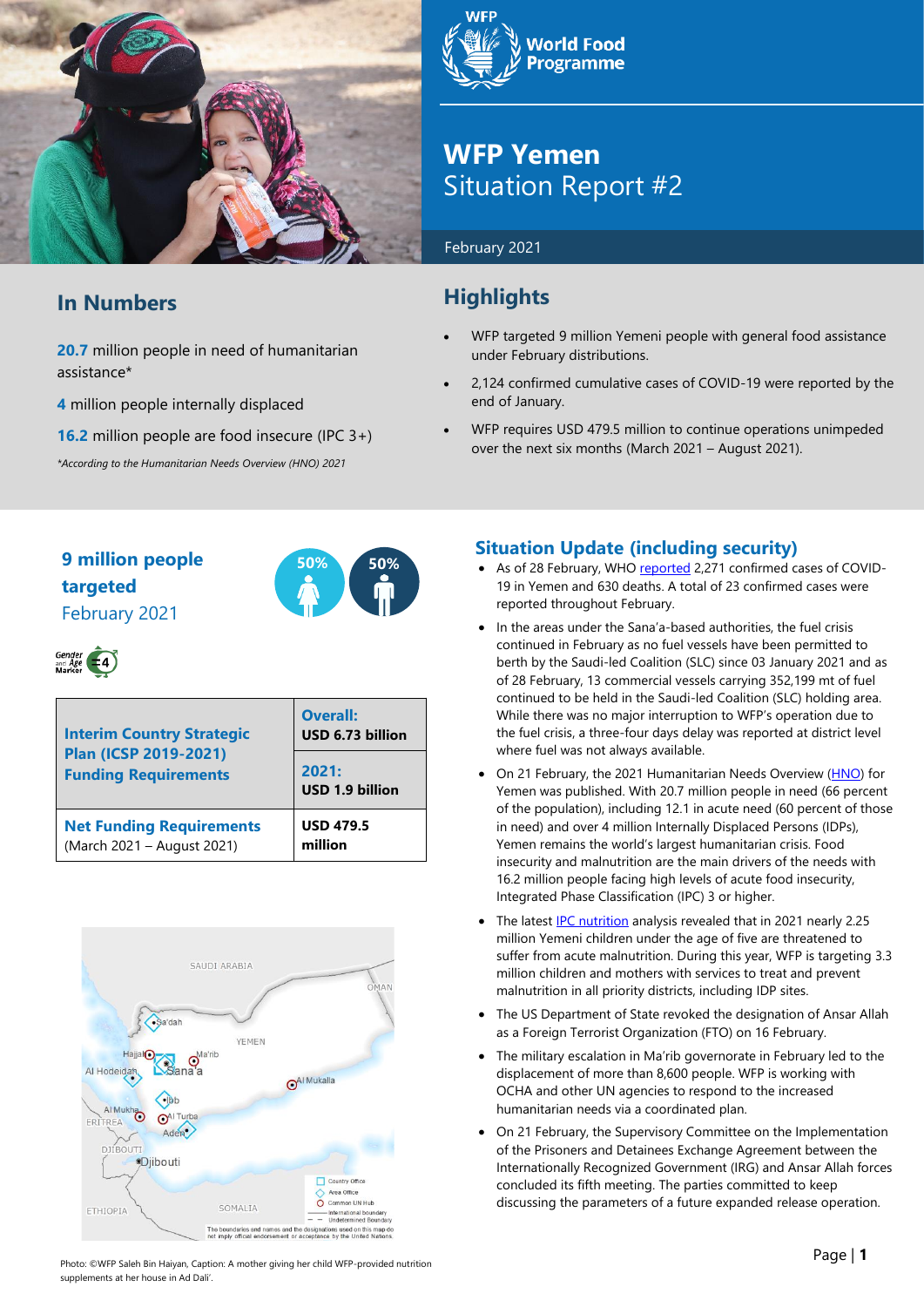# WFP Yemen Situation Report #2

February 2021

## In Numbers

**20.7** million people in need of humanitarian assistance*

**4** million people internally displaced

**16.2** million people are food insecure (IPC 3+)

*According to the Humanitarian Needs Overview (HNO) 2021*

## Highlights

- WFP targeted 9 million Yemeni people with general food assistance under February distributions.
- 2,124 confirmed cumulative cases of COVID-19 were reported by the end of January.
- WFP requires USD 479.5 million to continue operations unimpeded over the next six months (March 2021 – August 2021).

**9 million people targeted**
February 2021

50% 50%

Gender and Age Marker 4

| **Interim Country Strategic Plan (ICSP 2019-2021) Funding Requirements** | **Overall:** USD 6.73 billion |
|---|---|
| | **2021:** USD 1.9 billion |
| **Net Funding Requirements** (March 2021 – August 2021) | **USD 479.5 million** |

Photo: ©WFP Saleh Bin Haiyan, Caption: A mother giving her child WFP-provided nutrition supplements at her house in Ad Dali'.

## Situation Update (including security)

- As of 28 February, WHO reported 2,271 confirmed cases of COVID-19 in Yemen and 630 deaths. A total of 23 confirmed cases were reported throughout February.
- In the areas under the Sana'a-based authorities, the fuel crisis continued in February as no fuel vessels have been permitted to berth by the Saudi-led Coalition (SLC) since 03 January 2021 and as of 28 February, 13 commercial vessels carrying 352,199 mt of fuel continued to be held in the Saudi-led Coalition (SLC) holding area. While there was no major interruption to WFP's operation due to the fuel crisis, a three-four days delay was reported at district level where fuel was not always available.
- On 21 February, the 2021 Humanitarian Needs Overview (HNO) for Yemen was published. With 20.7 million people in need (66 percent of the population), including 12.1 in acute need (60 percent of those in need) and over 4 million Internally Displaced Persons (IDPs), Yemen remains the world's largest humanitarian crisis. Food insecurity and malnutrition are the main drivers of the needs with 16.2 million people facing high levels of acute food insecurity, Integrated Phase Classification (IPC) 3 or higher.
- The latest IPC nutrition analysis revealed that in 2021 nearly 2.25 million Yemeni children under the age of five are threatened to suffer from acute malnutrition. During this year, WFP is targeting 3.3 million children and mothers with services to treat and prevent malnutrition in all priority districts, including IDP sites.
- The US Department of State revoked the designation of Ansar Allah as a Foreign Terrorist Organization (FTO) on 16 February.
- The military escalation in Ma'rib governorate in February led to the displacement of more than 8,600 people. WFP is working with OCHA and other UN agencies to respond to the increased humanitarian needs via a coordinated plan.
- On 21 February, the Supervisory Committee on the Implementation of the Prisoners and Detainees Exchange Agreement between the Internationally Recognized Government (IRG) and Ansar Allah forces concluded its fifth meeting. The parties committed to keep discussing the parameters of a future expanded release operation.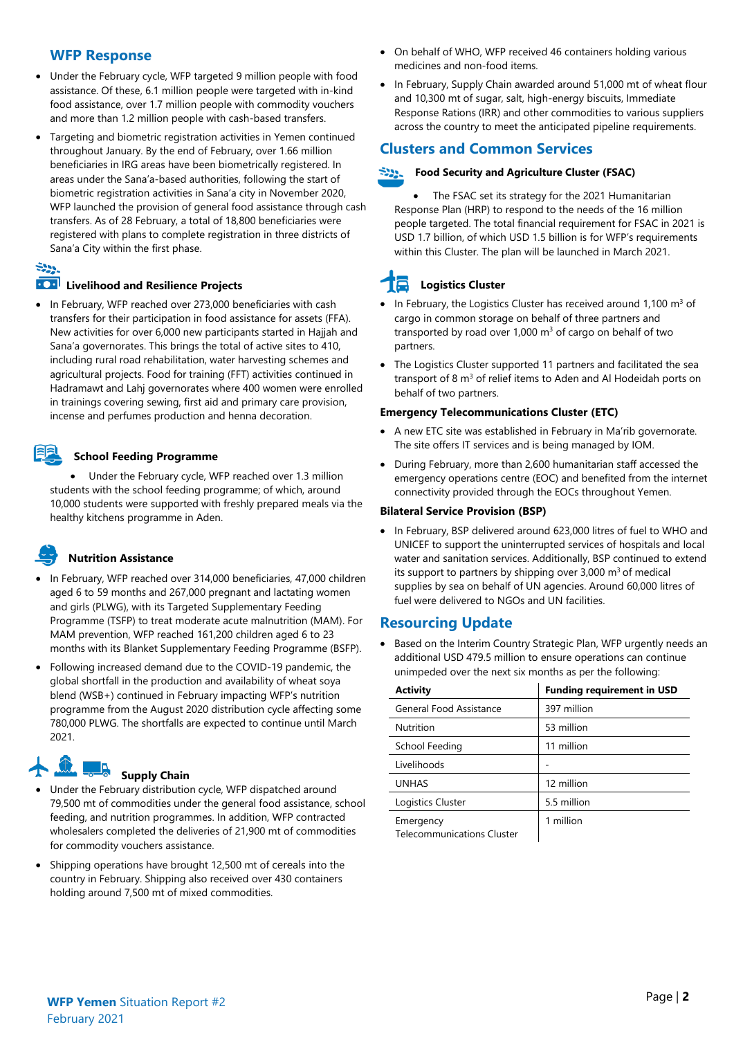## WFP Response

- Under the February cycle, WFP targeted 9 million people with food assistance. Of these, 6.1 million people were targeted with in-kind food assistance, over 1.7 million people with commodity vouchers and more than 1.2 million people with cash-based transfers.
- Targeting and biometric registration activities in Yemen continued throughout January. By the end of February, over 1.66 million beneficiaries in IRG areas have been biometrically registered. In areas under the Sana'a-based authorities, following the start of biometric registration activities in Sana'a city in November 2020, WFP launched the provision of general food assistance through cash transfers. As of 28 February, a total of 18,800 beneficiaries were registered with plans to complete registration in three districts of Sana'a City within the first phase.

### Livelihood and Resilience Projects

- In February, WFP reached over 273,000 beneficiaries with cash transfers for their participation in food assistance for assets (FFA). New activities for over 6,000 new participants started in Hajjah and Sana'a governorates. This brings the total of active sites to 410, including rural road rehabilitation, water harvesting schemes and agricultural projects. Food for training (FFT) activities continued in Hadramawt and Lahj governorates where 400 women were enrolled in trainings covering sewing, first aid and primary care provision, incense and perfumes production and henna decoration.

### School Feeding Programme

- Under the February cycle, WFP reached over 1.3 million students with the school feeding programme; of which, around 10,000 students were supported with freshly prepared meals via the healthy kitchens programme in Aden.

### Nutrition Assistance

- In February, WFP reached over 314,000 beneficiaries, 47,000 children aged 6 to 59 months and 267,000 pregnant and lactating women and girls (PLWG), with its Targeted Supplementary Feeding Programme (TSFP) to treat moderate acute malnutrition (MAM). For MAM prevention, WFP reached 161,200 children aged 6 to 23 months with its Blanket Supplementary Feeding Programme (BSFP).
- Following increased demand due to the COVID-19 pandemic, the global shortfall in the production and availability of wheat soya blend (WSB+) continued in February impacting WFP's nutrition programme from the August 2020 distribution cycle affecting some 780,000 PLWG. The shortfalls are expected to continue until March 2021.

### Supply Chain

- Under the February distribution cycle, WFP dispatched around 79,500 mt of commodities under the general food assistance, school feeding, and nutrition programmes. In addition, WFP contracted wholesalers completed the deliveries of 21,900 mt of commodities for commodity vouchers assistance.
- Shipping operations have brought 12,500 mt of cereals into the country in February. Shipping also received over 430 containers holding around 7,500 mt of mixed commodities.
- On behalf of WHO, WFP received 46 containers holding various medicines and non-food items.
- In February, Supply Chain awarded around 51,000 mt of wheat flour and 10,300 mt of sugar, salt, high-energy biscuits, Immediate Response Rations (IRR) and other commodities to various suppliers across the country to meet the anticipated pipeline requirements.

## Clusters and Common Services

### Food Security and Agriculture Cluster (FSAC)

- The FSAC set its strategy for the 2021 Humanitarian Response Plan (HRP) to respond to the needs of the 16 million people targeted. The total financial requirement for FSAC in 2021 is USD 1.7 billion, of which USD 1.5 billion is for WFP's requirements within this Cluster. The plan will be launched in March 2021.

### Logistics Cluster

- In February, the Logistics Cluster has received around 1,100 $m^3$ of cargo in common storage on behalf of three partners and transported by road over 1,000 $m^3$ of cargo on behalf of two partners.
- The Logistics Cluster supported 11 partners and facilitated the sea transport of 8 $m^3$ of relief items to Aden and Al Hodeidah ports on behalf of two partners.

### Emergency Telecommunications Cluster (ETC)

- A new ETC site was established in February in Ma'rib governorate. The site offers IT services and is being managed by IOM.
- During February, more than 2,600 humanitarian staff accessed the emergency operations centre (EOC) and benefited from the internet connectivity provided through the EOCs throughout Yemen.

### Bilateral Service Provision (BSP)

- In February, BSP delivered around 623,000 litres of fuel to WHO and UNICEF to support the uninterrupted services of hospitals and local water and sanitation services. Additionally, BSP continued to extend its support to partners by shipping over 3,000 $m^3$ of medical supplies by sea on behalf of UN agencies. Around 60,000 litres of fuel were delivered to NGOs and UN facilities.

## Resourcing Update

- Based on the Interim Country Strategic Plan, WFP urgently needs an additional USD 479.5 million to ensure operations can continue unimpeded over the next six months as per the following:

| Activity | Funding requirement in USD |
|---|---|
| General Food Assistance | 397 million |
| Nutrition | 53 million |
| School Feeding | 11 million |
| Livelihoods | - |
| UNHAS | 12 million |
| Logistics Cluster | 5.5 million |
| Emergency Telecommunications Cluster | 1 million |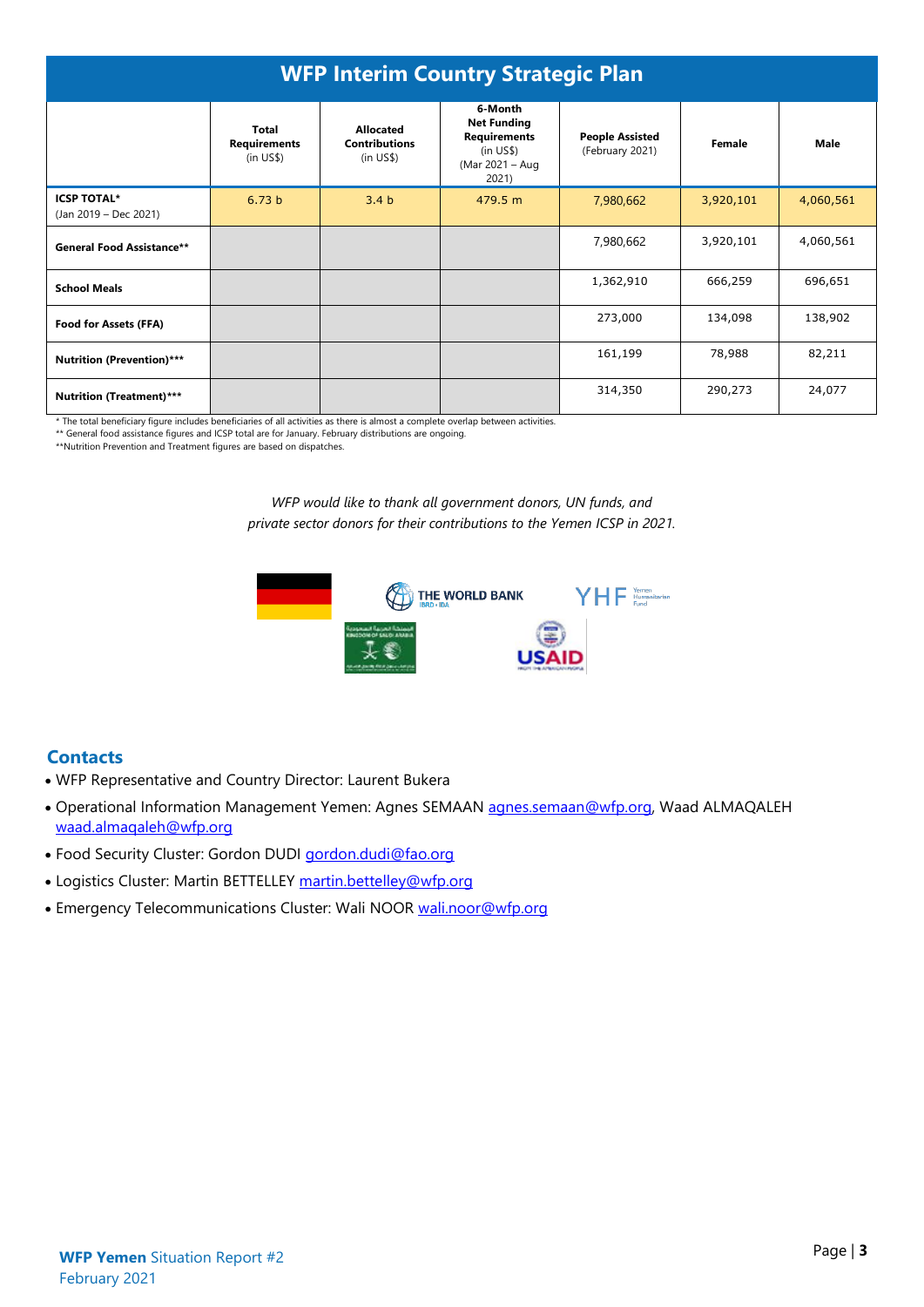## WFP Interim Country Strategic Plan

| | Total Requirements (in US$) | Allocated Contributions (in US$) | 6-Month Net Funding Requirements (in US$) (Mar 2021 – Aug 2021) | People Assisted (February 2021) | Female | Male |
|---|---|---|---|---|---|---|
| **ICSP TOTAL*** (Jan 2019 – Dec 2021) | 6.73 b | 3.4 b | 479.5 m | 7,980,662 | 3,920,101 | 4,060,561 |
| **General Food Assistance**** | | | | 7,980,662 | 3,920,101 | 4,060,561 |
| **School Meals** | | | | 1,362,910 | 666,259 | 696,651 |
| **Food for Assets (FFA)** | | | | 273,000 | 134,098 | 138,902 |
| **Nutrition (Prevention)***** | | | | 161,199 | 78,988 | 82,211 |
| **Nutrition (Treatment)***** | | | | 314,350 | 290,273 | 24,077 |

* The total beneficiary figure includes beneficiaries of all activities as there is almost a complete overlap between activities.
** General food assistance figures and ICSP total are for January. February distributions are ongoing.
**Nutrition Prevention and Treatment figures are based on dispatches.

*WFP would like to thank all government donors, UN funds, and private sector donors for their contributions to the Yemen ICSP in 2021.*

## Contacts

- WFP Representative and Country Director: Laurent Bukera
- Operational Information Management Yemen: Agnes SEMAAN agnes.semaan@wfp.org, Waad ALMAQALEH waad.almaqaleh@wfp.org
- Food Security Cluster: Gordon DUDI gordon.dudi@fao.org
- Logistics Cluster: Martin BETTELLEY martin.bettelley@wfp.org
- Emergency Telecommunications Cluster: Wali NOOR wali.noor@wfp.org

**WFP Yemen** Situation Report #2
February 2021